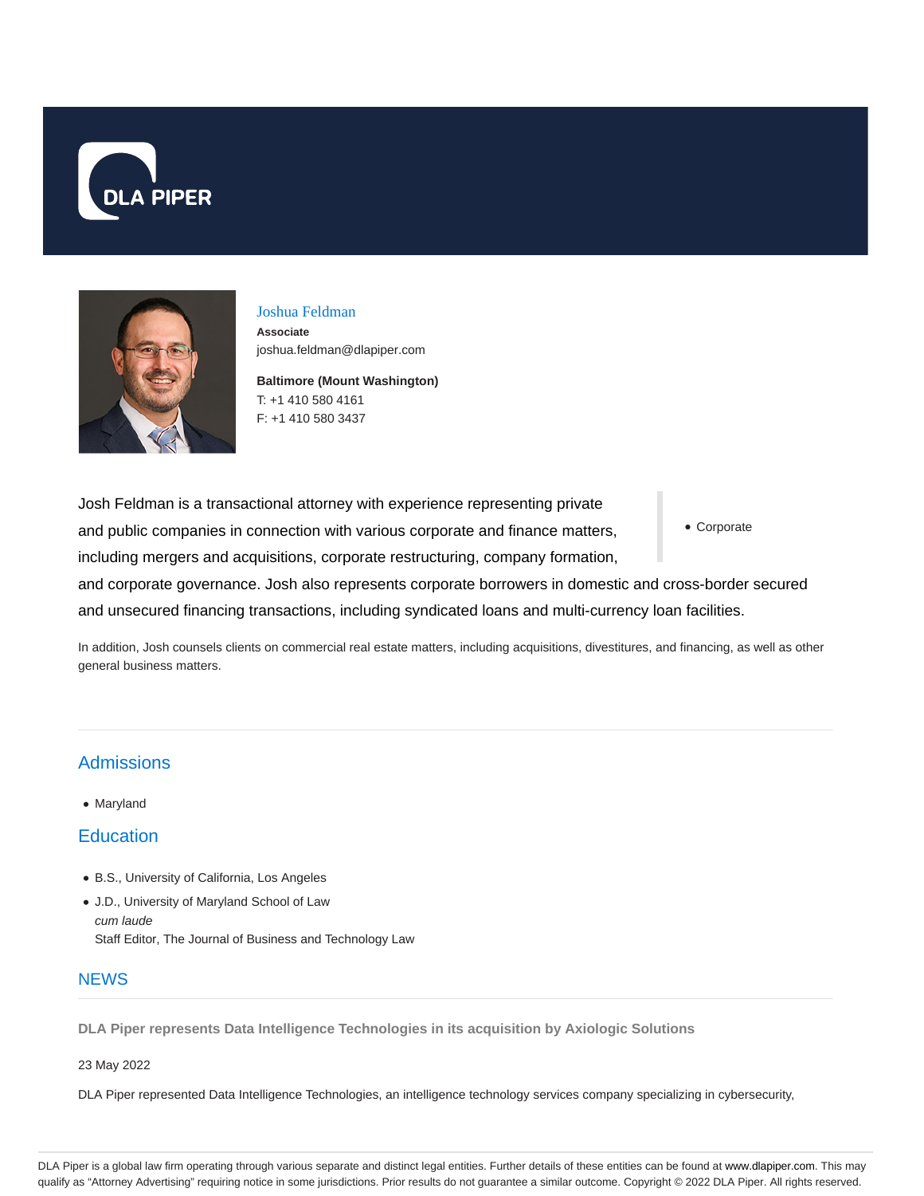# Joshua Feldman

**Associate**

joshua.feldman@dlapiper.com

**Baltimore (Mount Washington)**

T: +1 410 580 4161

F: +1 410 580 3437

- Corporate

Josh Feldman is a transactional attorney with experience representing private and public companies in connection with various corporate and finance matters, including mergers and acquisitions, corporate restructuring, company formation, and corporate governance. Josh also represents corporate borrowers in domestic and cross-border secured and unsecured financing transactions, including syndicated loans and multi-currency loan facilities.

In addition, Josh counsels clients on commercial real estate matters, including acquisitions, divestitures, and financing, as well as other general business matters.

## Admissions

- Maryland

## Education

- B.S., University of California, Los Angeles
- J.D., University of Maryland School of Law
  *cum laude*
  Staff Editor, The Journal of Business and Technology Law

## NEWS

**DLA Piper represents Data Intelligence Technologies in its acquisition by Axiologic Solutions**

23 May 2022

DLA Piper represented Data Intelligence Technologies, an intelligence technology services company specializing in cybersecurity,

DLA Piper is a global law firm operating through various separate and distinct legal entities. Further details of these entities can be found at www.dlapiper.com. This may qualify as "Attorney Advertising" requiring notice in some jurisdictions. Prior results do not guarantee a similar outcome. Copyright © 2022 DLA Piper. All rights reserved.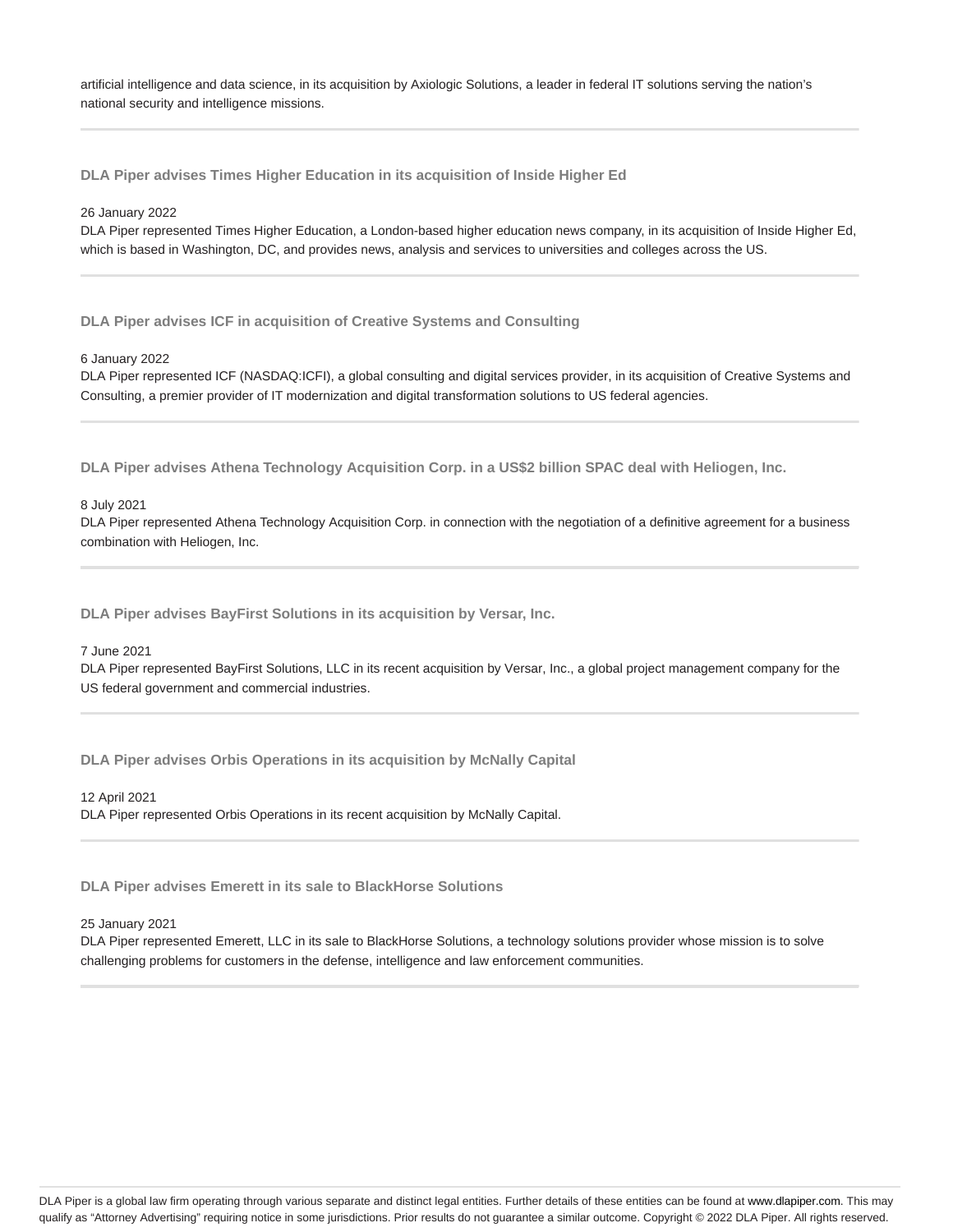artificial intelligence and data science, in its acquisition by Axiologic Solutions, a leader in federal IT solutions serving the nation's national security and intelligence missions.

---

### DLA Piper advises Times Higher Education in its acquisition of Inside Higher Ed

26 January 2022
DLA Piper represented Times Higher Education, a London-based higher education news company, in its acquisition of Inside Higher Ed, which is based in Washington, DC, and provides news, analysis and services to universities and colleges across the US.

---

### DLA Piper advises ICF in acquisition of Creative Systems and Consulting

6 January 2022
DLA Piper represented ICF (NASDAQ:ICFI), a global consulting and digital services provider, in its acquisition of Creative Systems and Consulting, a premier provider of IT modernization and digital transformation solutions to US federal agencies.

---

### DLA Piper advises Athena Technology Acquisition Corp. in a US$2 billion SPAC deal with Heliogen, Inc.

8 July 2021
DLA Piper represented Athena Technology Acquisition Corp. in connection with the negotiation of a definitive agreement for a business combination with Heliogen, Inc.

---

### DLA Piper advises BayFirst Solutions in its acquisition by Versar, Inc.

7 June 2021
DLA Piper represented BayFirst Solutions, LLC in its recent acquisition by Versar, Inc., a global project management company for the US federal government and commercial industries.

---

### DLA Piper advises Orbis Operations in its acquisition by McNally Capital

12 April 2021
DLA Piper represented Orbis Operations in its recent acquisition by McNally Capital.

---

### DLA Piper advises Emerett in its sale to BlackHorse Solutions

25 January 2021
DLA Piper represented Emerett, LLC in its sale to BlackHorse Solutions, a technology solutions provider whose mission is to solve challenging problems for customers in the defense, intelligence and law enforcement communities.

---

DLA Piper is a global law firm operating through various separate and distinct legal entities. Further details of these entities can be found at www.dlapiper.com. This may qualify as "Attorney Advertising" requiring notice in some jurisdictions. Prior results do not guarantee a similar outcome. Copyright © 2022 DLA Piper. All rights reserved.